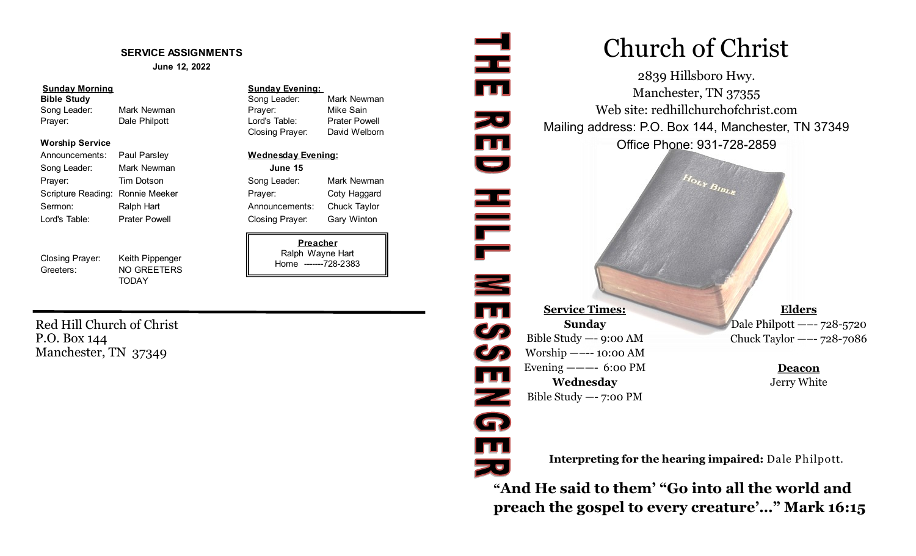## SERVICE ASSIGNMENTS

**June 12, 2022**

**Sunday Morning**

**Bible Study**

| | |
|---|---|
| Song Leader: | Mark Newman |
| Prayer: | Dale Philpott |

**Worship Service**

| | |
|---|---|
| Announcements: | Paul Parsley |
| Song Leader: | Mark Newman |
| Prayer: | Tim Dotson |
| Scripture Reading: | Ronnie Meeker |
| Sermon: | Ralph Hart |
| Lord's Table: | Prater Powell |
| Closing Prayer: | Keith Pippenger |
| Greeters: | NO GREETERS TODAY |

**Sunday Evening:**

| | |
|---|---|
| Song Leader: | Mark Newman |
| Prayer: | Mike Sain |
| Lord's Table: | Prater Powell |
| Closing Prayer: | David Welborn |

**Wednesday Evening:**

**June 15**

| | |
|---|---|
| Song Leader: | Mark Newman |
| Prayer: | Coty Haggard |
| Announcements: | Chuck Taylor |
| Closing Prayer: | Gary Winton |

**Preacher**
Ralph Wayne Hart
Home -------728-2383

Red Hill Church of Christ
P.O. Box 144
Manchester, TN 37349

# THE RED HILL MESSENGER

# Church of Christ

2839 Hillsboro Hwy.
Manchester, TN 37355
Web site: redhillchurchofchrist.com
Mailing address: P.O. Box 144, Manchester, TN 37349
Office Phone: 931-728-2859

**Service Times:**

**Sunday**
Bible Study —- 9:00 AM
Worship —–-- 10:00 AM
Evening ——- 6:00 PM

**Wednesday**
Bible Study —- 7:00 PM

**Elders**
Dale Philpott —–- 728-5720
Chuck Taylor —–- 728-7086

**Deacon**
Jerry White

**Interpreting for the hearing impaired:** Dale Philpott.

**"And He said to them' "Go into all the world and preach the gospel to every creature'…" Mark 16:15**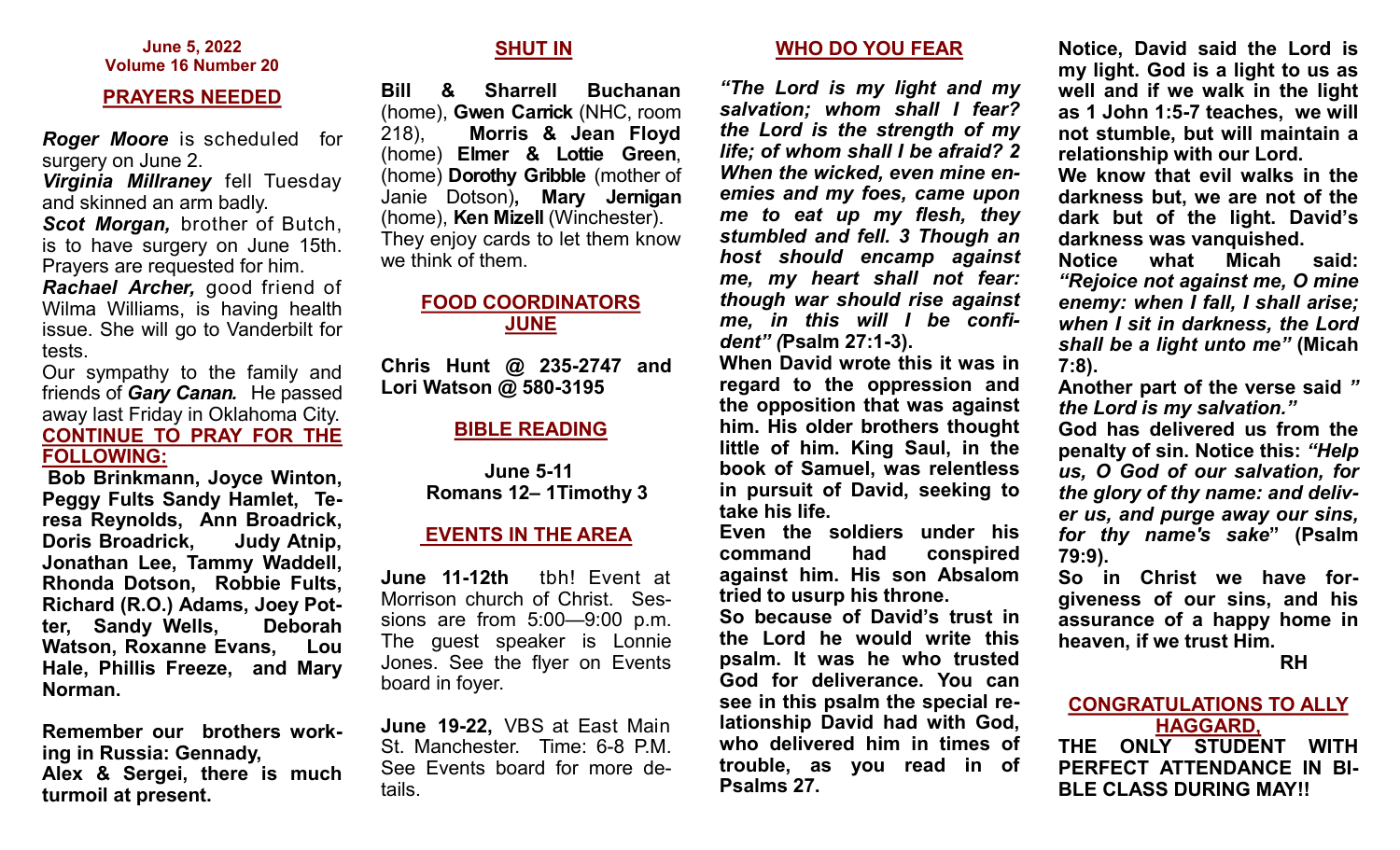**June 5, 2022**
**Volume 16 Number 20**

## PRAYERS NEEDED

***Roger Moore*** is scheduled for surgery on June 2.
***Virginia Millraney*** fell Tuesday and skinned an arm badly.
***Scot Morgan,*** brother of Butch, is to have surgery on June 15th. Prayers are requested for him.
***Rachael Archer,*** good friend of Wilma Williams, is having health issue. She will go to Vanderbilt for tests.
Our sympathy to the family and friends of ***Gary Canan.*** He passed away last Friday in Oklahoma City.

**CONTINUE TO PRAY FOR THE FOLLOWING:**

**Bob Brinkmann, Joyce Winton, Peggy Fults Sandy Hamlet, Teresa Reynolds, Ann Broadrick, Doris Broadrick, Judy Atnip, Jonathan Lee, Tammy Waddell, Rhonda Dotson, Robbie Fults, Richard (R.O.) Adams, Joey Potter, Sandy Wells, Deborah Watson, Roxanne Evans, Lou Hale, Phillis Freeze, and Mary Norman.**

**Remember our brothers working in Russia: Gennady, Alex & Sergei, there is much turmoil at present.**

## SHUT IN

**Bill & Sharrell Buchanan** (home), **Gwen Carrick** (NHC, room 218), **Morris & Jean Floyd** (home) **Elmer & Lottie Green**, (home) **Dorothy Gribble** (mother of Janie Dotson)**, Mary Jernigan** (home), **Ken Mizell** (Winchester). They enjoy cards to let them know we think of them.

## FOOD COORDINATORS JUNE

**Chris Hunt @ 235-2747 and Lori Watson @ 580-3195**

## BIBLE READING

**June 5-11**
**Romans 12– 1Timothy 3**

## EVENTS IN THE AREA

**June 11-12th** tbh! Event at Morrison church of Christ. Sessions are from 5:00—9:00 p.m. The guest speaker is Lonnie Jones. See the flyer on Events board in foyer.

**June 19-22,** VBS at East Main St. Manchester. Time: 6-8 P.M. See Events board for more details.

## WHO DO YOU FEAR

***"The Lord is my light and my salvation; whom shall I fear? the Lord is the strength of my life; of whom shall I be afraid? 2 When the wicked, even mine enemies and my foes, came upon me to eat up my flesh, they stumbled and fell. 3 Though an host should encamp against me, my heart shall not fear: though war should rise against me, in this will I be confident" (*****Psalm 27:1-3).**

**When David wrote this it was in regard to the oppression and the opposition that was against him. His older brothers thought little of him. King Saul, in the book of Samuel, was relentless in pursuit of David, seeking to take his life.**

**Even the soldiers under his command had conspired against him. His son Absalom tried to usurp his throne.**

**So because of David's trust in the Lord he would write this psalm. It was he who trusted God for deliverance. You can see in this psalm the special relationship David had with God, who delivered him in times of trouble, as you read in of Psalms 27.**

**Notice, David said the Lord is my light. God is a light to us as well and if we walk in the light as 1 John 1:5-7 teaches, we will not stumble, but will maintain a relationship with our Lord.**

**We know that evil walks in the darkness but, we are not of the dark but of the light. David's darkness was vanquished.**

**Notice what Micah said: *"Rejoice not against me, O mine enemy: when I fall, I shall arise; when I sit in darkness, the Lord shall be a light unto me"* (Micah 7:8).**

**Another part of the verse said *" the Lord is my salvation."***

**God has delivered us from the penalty of sin. Notice this: *"Help us, O God of our salvation, for the glory of thy name: and deliver us, and purge away our sins, for thy name's sake*" (Psalm 79:9).**

**So in Christ we have forgiveness of our sins, and his assurance of a happy home in heaven, if we trust Him.**

**RH**

## CONGRATULATIONS TO ALLY HAGGARD,

**THE ONLY STUDENT WITH PERFECT ATTENDANCE IN BIBLE CLASS DURING MAY!!**